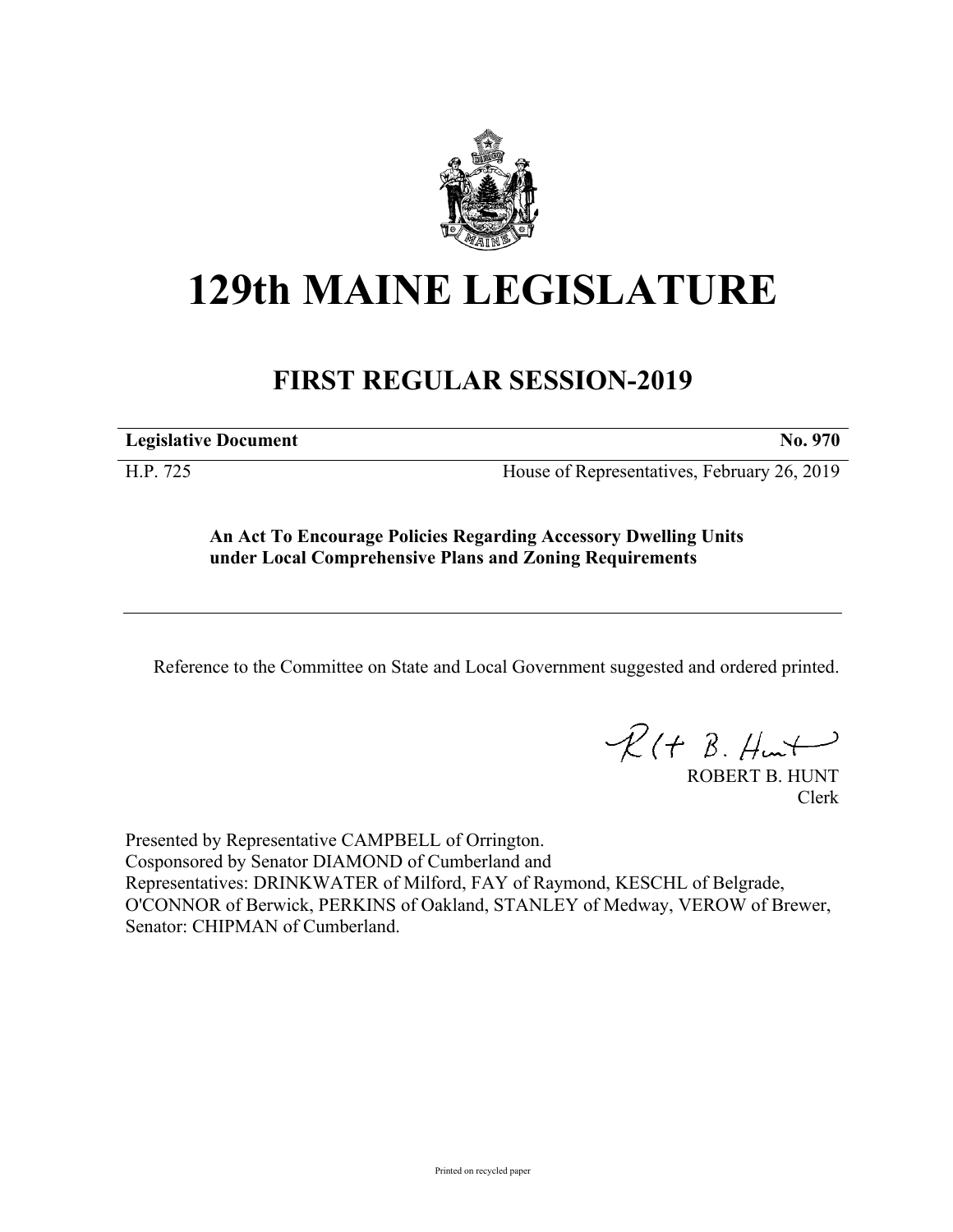# 129th MAINE LEGISLATURE

## FIRST REGULAR SESSION-2019

**Legislative Document** **No. 970**

H.P. 725 House of Representatives, February 26, 2019

**An Act To Encourage Policies Regarding Accessory Dwelling Units under Local Comprehensive Plans and Zoning Requirements**

Reference to the Committee on State and Local Government suggested and ordered printed.

ROBERT B. HUNT
Clerk

Presented by Representative CAMPBELL of Orrington.
Cosponsored by Senator DIAMOND of Cumberland and
Representatives: DRINKWATER of Milford, FAY of Raymond, KESCHL of Belgrade, O'CONNOR of Berwick, PERKINS of Oakland, STANLEY of Medway, VEROW of Brewer, Senator: CHIPMAN of Cumberland.

Printed on recycled paper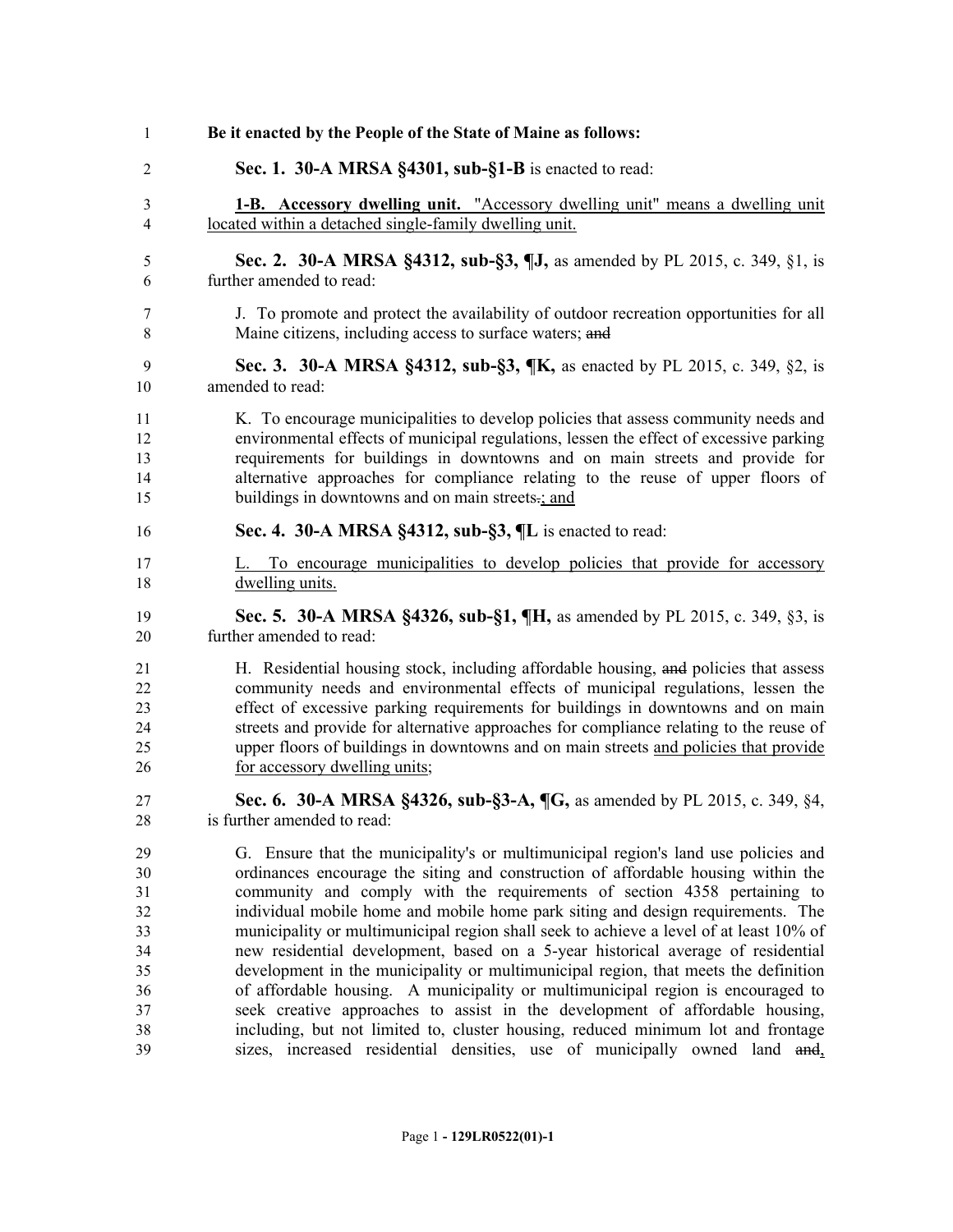**Be it enacted by the People of the State of Maine as follows:**

**Sec. 1. 30-A MRSA §4301, sub-§1-B** is enacted to read:

<u>**1-B. Accessory dwelling unit.** "Accessory dwelling unit" means a dwelling unit located within a detached single-family dwelling unit.</u>

**Sec. 2. 30-A MRSA §4312, sub-§3, ¶J,** as amended by PL 2015, c. 349, §1, is further amended to read:

J. To promote and protect the availability of outdoor recreation opportunities for all Maine citizens, including access to surface waters; ~~and~~

**Sec. 3. 30-A MRSA §4312, sub-§3, ¶K,** as enacted by PL 2015, c. 349, §2, is amended to read:

K. To encourage municipalities to develop policies that assess community needs and environmental effects of municipal regulations, lessen the effect of excessive parking requirements for buildings in downtowns and on main streets and provide for alternative approaches for compliance relating to the reuse of upper floors of buildings in downtowns and on main streets~~.~~<u>; and</u>

**Sec. 4. 30-A MRSA §4312, sub-§3, ¶L** is enacted to read:

<u>L. To encourage municipalities to develop policies that provide for accessory dwelling units.</u>

**Sec. 5. 30-A MRSA §4326, sub-§1, ¶H,** as amended by PL 2015, c. 349, §3, is further amended to read:

H. Residential housing stock, including affordable housing, ~~and~~ policies that assess community needs and environmental effects of municipal regulations, lessen the effect of excessive parking requirements for buildings in downtowns and on main streets and provide for alternative approaches for compliance relating to the reuse of upper floors of buildings in downtowns and on main streets <u>and policies that provide for accessory dwelling units</u>;

**Sec. 6. 30-A MRSA §4326, sub-§3-A, ¶G,** as amended by PL 2015, c. 349, §4, is further amended to read:

G. Ensure that the municipality's or multimunicipal region's land use policies and ordinances encourage the siting and construction of affordable housing within the community and comply with the requirements of section 4358 pertaining to individual mobile home and mobile home park siting and design requirements. The municipality or multimunicipal region shall seek to achieve a level of at least 10% of new residential development, based on a 5-year historical average of residential development in the municipality or multimunicipal region, that meets the definition of affordable housing. A municipality or multimunicipal region is encouraged to seek creative approaches to assist in the development of affordable housing, including, but not limited to, cluster housing, reduced minimum lot and frontage sizes, increased residential densities, use of municipally owned land ~~and~~<u>,</u>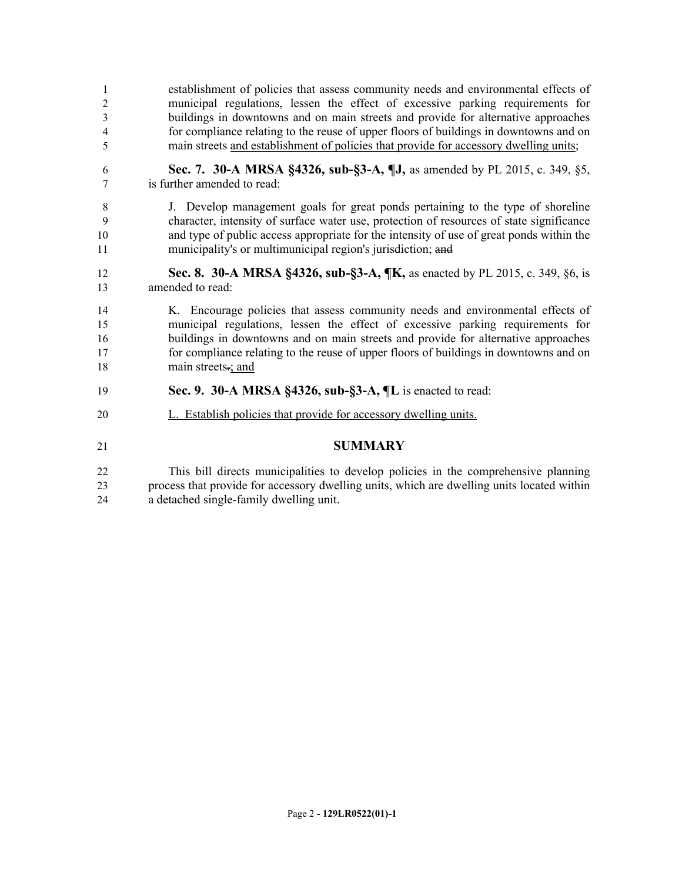establishment of policies that assess community needs and environmental effects of municipal regulations, lessen the effect of excessive parking requirements for buildings in downtowns and on main streets and provide for alternative approaches for compliance relating to the reuse of upper floors of buildings in downtowns and on main streets and establishment of policies that provide for accessory dwelling units;

**Sec. 7. 30-A MRSA §4326, sub-§3-A, ¶J,** as amended by PL 2015, c. 349, §5, is further amended to read:

J. Develop management goals for great ponds pertaining to the type of shoreline character, intensity of surface water use, protection of resources of state significance and type of public access appropriate for the intensity of use of great ponds within the municipality's or multimunicipal region's jurisdiction; ~~and~~

**Sec. 8. 30-A MRSA §4326, sub-§3-A, ¶K,** as enacted by PL 2015, c. 349, §6, is amended to read:

K. Encourage policies that assess community needs and environmental effects of municipal regulations, lessen the effect of excessive parking requirements for buildings in downtowns and on main streets and provide for alternative approaches for compliance relating to the reuse of upper floors of buildings in downtowns and on main streets~~.~~; and

**Sec. 9. 30-A MRSA §4326, sub-§3-A, ¶L** is enacted to read:

L. Establish policies that provide for accessory dwelling units.

## SUMMARY

This bill directs municipalities to develop policies in the comprehensive planning process that provide for accessory dwelling units, which are dwelling units located within a detached single-family dwelling unit.